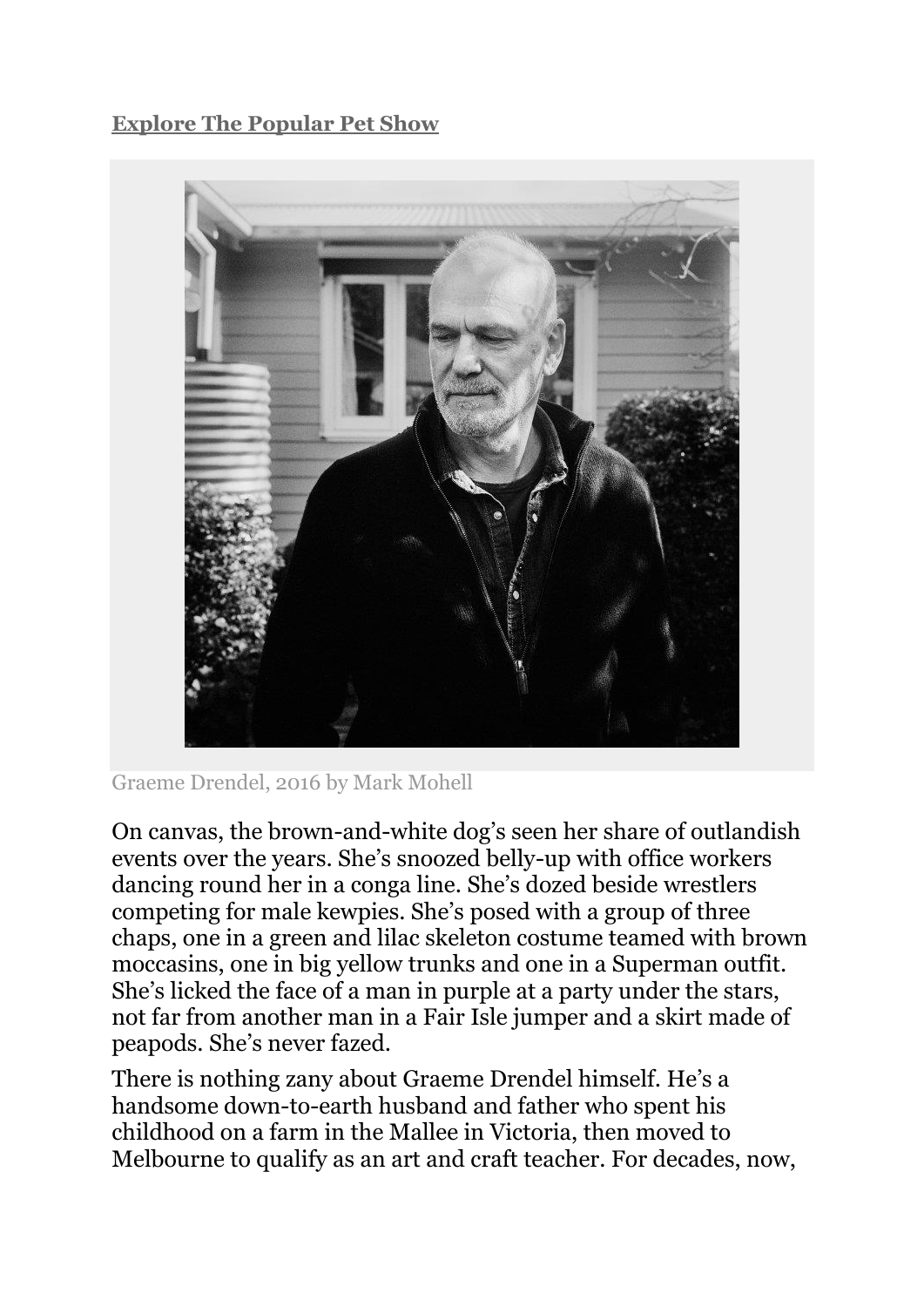**Explore The Popular Pet Show**

Graeme Drendel, 2016 by Mark Mohell

On canvas, the brown-and-white dog's seen her share of outlandish events over the years. She's snoozed belly-up with office workers dancing round her in a conga line. She's dozed beside wrestlers competing for male kewpies. She's posed with a group of three chaps, one in a green and lilac skeleton costume teamed with brown moccasins, one in big yellow trunks and one in a Superman outfit. She's licked the face of a man in purple at a party under the stars, not far from another man in a Fair Isle jumper and a skirt made of peapods. She's never fazed.

There is nothing zany about Graeme Drendel himself. He's a handsome down-to-earth husband and father who spent his childhood on a farm in the Mallee in Victoria, then moved to Melbourne to qualify as an art and craft teacher. For decades, now,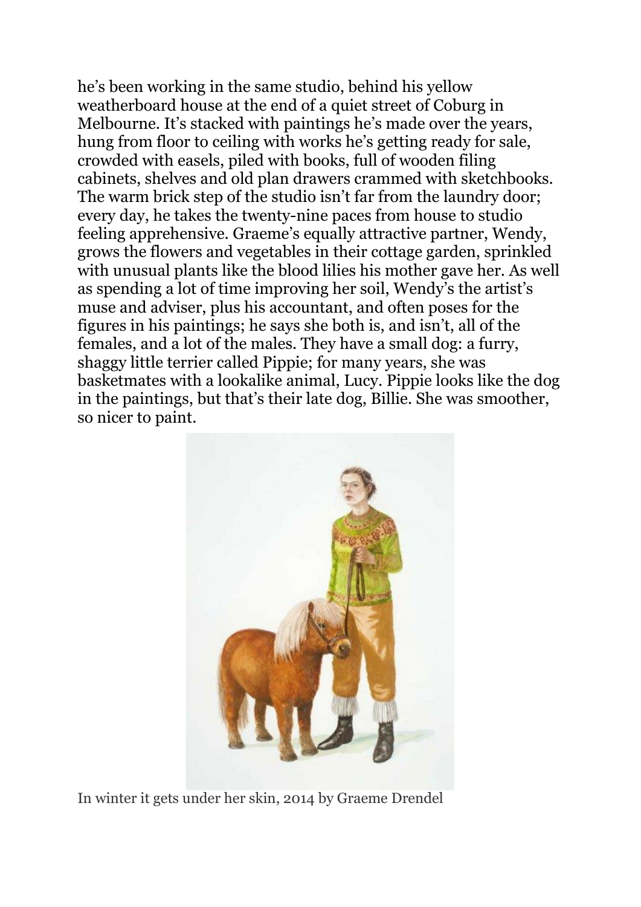he's been working in the same studio, behind his yellow weatherboard house at the end of a quiet street of Coburg in Melbourne. It's stacked with paintings he's made over the years, hung from floor to ceiling with works he's getting ready for sale, crowded with easels, piled with books, full of wooden filing cabinets, shelves and old plan drawers crammed with sketchbooks. The warm brick step of the studio isn't far from the laundry door; every day, he takes the twenty-nine paces from house to studio feeling apprehensive. Graeme's equally attractive partner, Wendy, grows the flowers and vegetables in their cottage garden, sprinkled with unusual plants like the blood lilies his mother gave her. As well as spending a lot of time improving her soil, Wendy's the artist's muse and adviser, plus his accountant, and often poses for the figures in his paintings; he says she both is, and isn't, all of the females, and a lot of the males. They have a small dog: a furry, shaggy little terrier called Pippie; for many years, she was basketmates with a lookalike animal, Lucy. Pippie looks like the dog in the paintings, but that's their late dog, Billie. She was smoother, so nicer to paint.

In winter it gets under her skin, 2014 by Graeme Drendel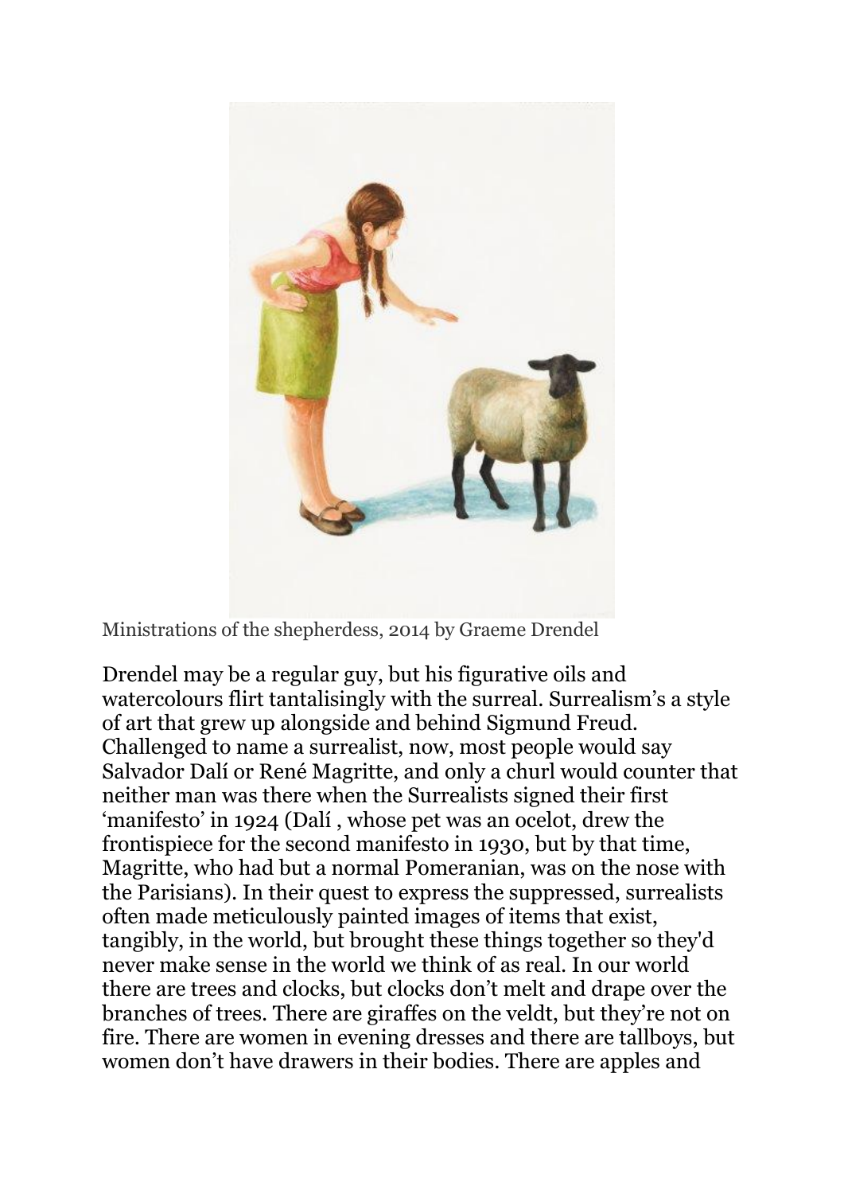Ministrations of the shepherdess, 2014 by Graeme Drendel

Drendel may be a regular guy, but his figurative oils and watercolours flirt tantalisingly with the surreal. Surrealism's a style of art that grew up alongside and behind Sigmund Freud. Challenged to name a surrealist, now, most people would say Salvador Dalí or René Magritte, and only a churl would counter that neither man was there when the Surrealists signed their first 'manifesto' in 1924 (Dalí , whose pet was an ocelot, drew the frontispiece for the second manifesto in 1930, but by that time, Magritte, who had but a normal Pomeranian, was on the nose with the Parisians). In their quest to express the suppressed, surrealists often made meticulously painted images of items that exist, tangibly, in the world, but brought these things together so they'd never make sense in the world we think of as real. In our world there are trees and clocks, but clocks don't melt and drape over the branches of trees. There are giraffes on the veldt, but they're not on fire. There are women in evening dresses and there are tallboys, but women don't have drawers in their bodies. There are apples and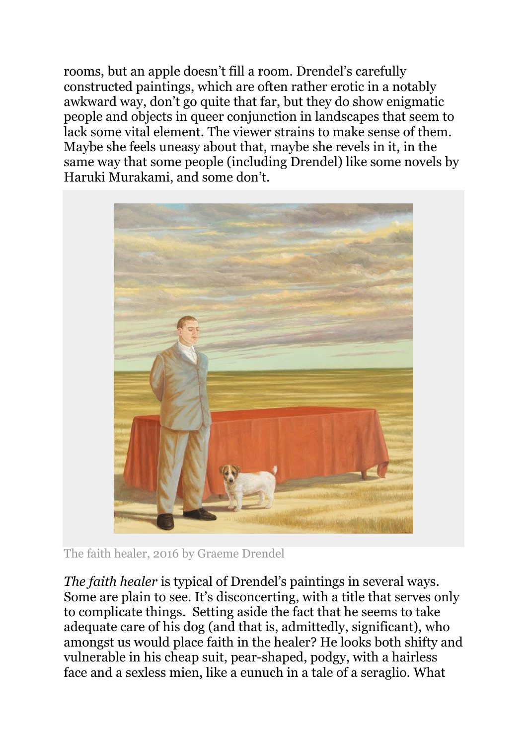rooms, but an apple doesn't fill a room. Drendel's carefully constructed paintings, which are often rather erotic in a notably awkward way, don't go quite that far, but they do show enigmatic people and objects in queer conjunction in landscapes that seem to lack some vital element. The viewer strains to make sense of them. Maybe she feels uneasy about that, maybe she revels in it, in the same way that some people (including Drendel) like some novels by Haruki Murakami, and some don't.

The faith healer, 2016 by Graeme Drendel

*The faith healer* is typical of Drendel's paintings in several ways. Some are plain to see. It's disconcerting, with a title that serves only to complicate things. Setting aside the fact that he seems to take adequate care of his dog (and that is, admittedly, significant), who amongst us would place faith in the healer? He looks both shifty and vulnerable in his cheap suit, pear-shaped, podgy, with a hairless face and a sexless mien, like a eunuch in a tale of a seraglio. What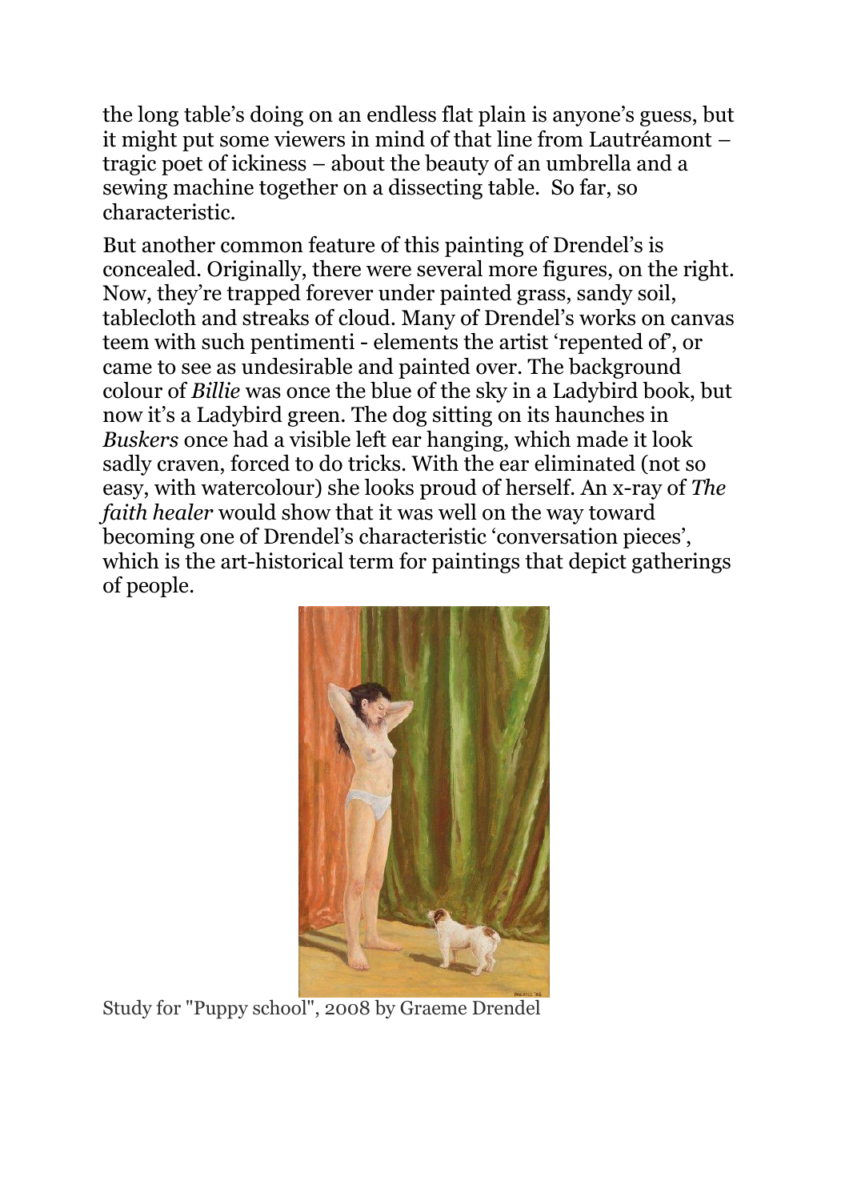the long table's doing on an endless flat plain is anyone's guess, but it might put some viewers in mind of that line from Lautréamont – tragic poet of ickiness – about the beauty of an umbrella and a sewing machine together on a dissecting table. So far, so characteristic.

But another common feature of this painting of Drendel's is concealed. Originally, there were several more figures, on the right. Now, they're trapped forever under painted grass, sandy soil, tablecloth and streaks of cloud. Many of Drendel's works on canvas teem with such pentimenti - elements the artist 'repented of', or came to see as undesirable and painted over. The background colour of *Billie* was once the blue of the sky in a Ladybird book, but now it's a Ladybird green. The dog sitting on its haunches in *Buskers* once had a visible left ear hanging, which made it look sadly craven, forced to do tricks. With the ear eliminated (not so easy, with watercolour) she looks proud of herself. An x-ray of *The faith healer* would show that it was well on the way toward becoming one of Drendel's characteristic 'conversation pieces', which is the art-historical term for paintings that depict gatherings of people.

Study for "Puppy school", 2008 by Graeme Drendel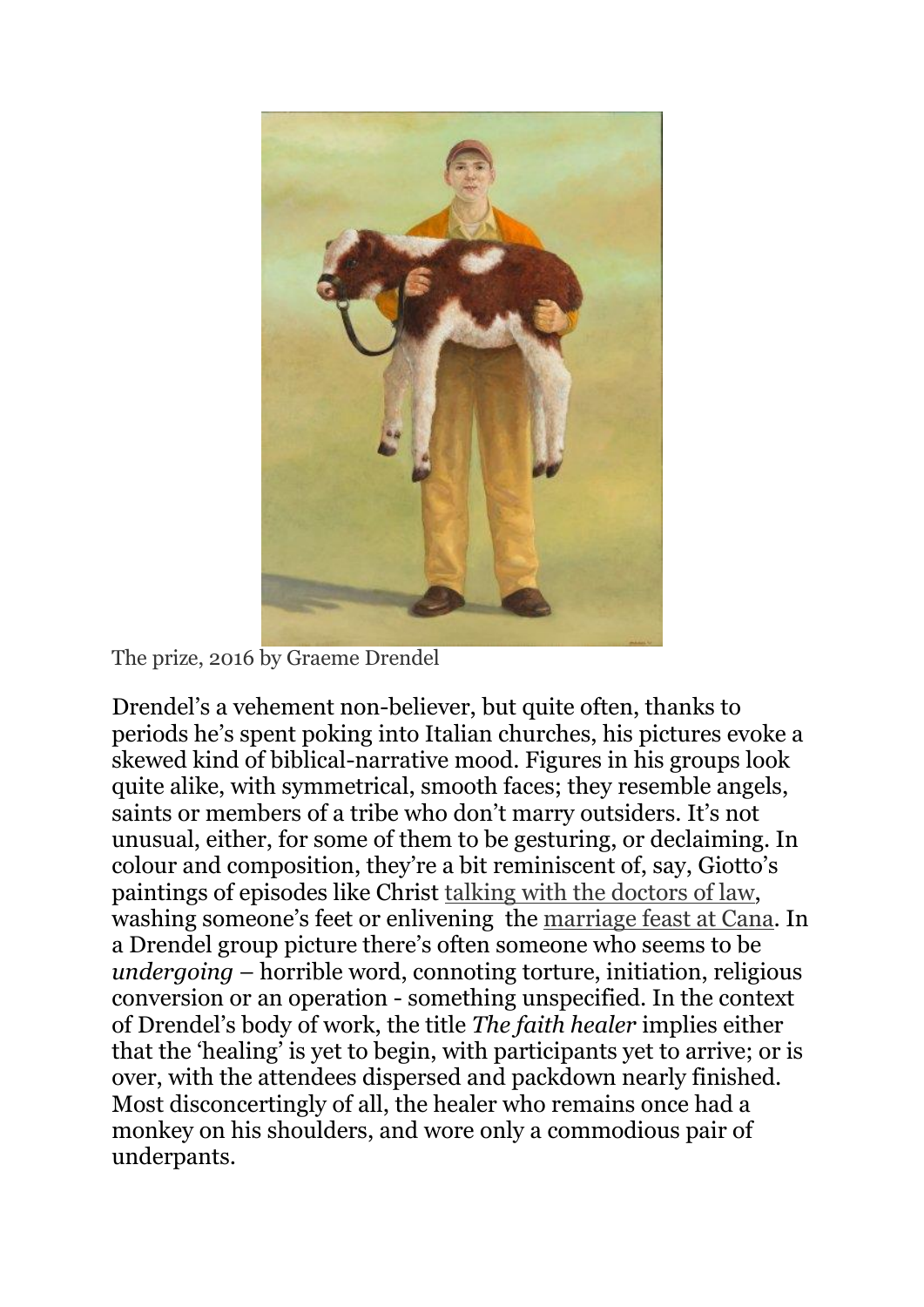The prize, 2016 by Graeme Drendel

Drendel's a vehement non-believer, but quite often, thanks to periods he's spent poking into Italian churches, his pictures evoke a skewed kind of biblical-narrative mood. Figures in his groups look quite alike, with symmetrical, smooth faces; they resemble angels, saints or members of a tribe who don't marry outsiders. It's not unusual, either, for some of them to be gesturing, or declaiming. In colour and composition, they're a bit reminiscent of, say, Giotto's paintings of episodes like Christ talking with the doctors of law, washing someone's feet or enlivening the marriage feast at Cana. In a Drendel group picture there's often someone who seems to be *undergoing* – horrible word, connoting torture, initiation, religious conversion or an operation - something unspecified. In the context of Drendel's body of work, the title *The faith healer* implies either that the 'healing' is yet to begin, with participants yet to arrive; or is over, with the attendees dispersed and packdown nearly finished. Most disconcertingly of all, the healer who remains once had a monkey on his shoulders, and wore only a commodious pair of underpants.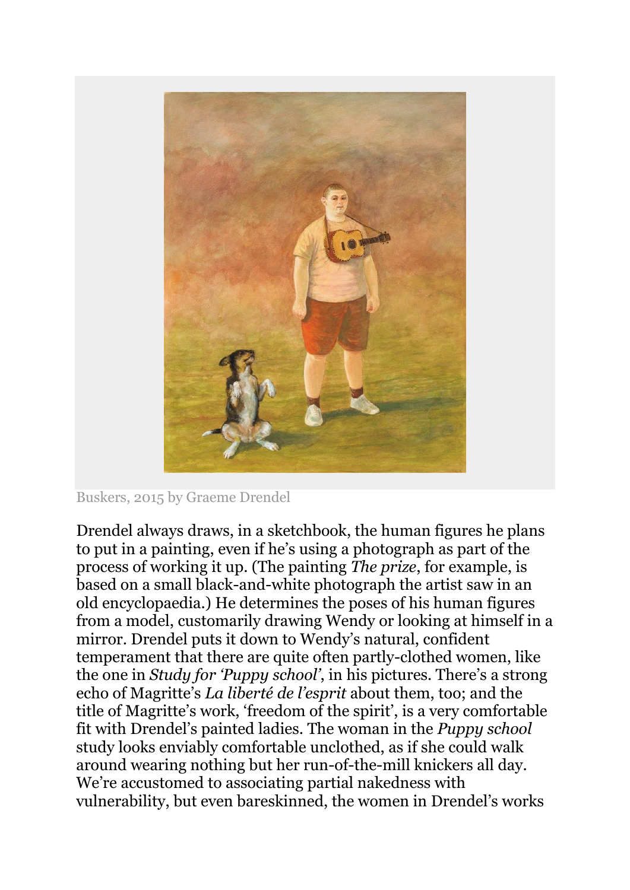Buskers, 2015 by Graeme Drendel

Drendel always draws, in a sketchbook, the human figures he plans to put in a painting, even if he's using a photograph as part of the process of working it up. (The painting *The prize*, for example, is based on a small black-and-white photograph the artist saw in an old encyclopaedia.) He determines the poses of his human figures from a model, customarily drawing Wendy or looking at himself in a mirror. Drendel puts it down to Wendy's natural, confident temperament that there are quite often partly-clothed women, like the one in *Study for 'Puppy school'*, in his pictures. There's a strong echo of Magritte's *La liberté de l'esprit* about them, too; and the title of Magritte's work, 'freedom of the spirit', is a very comfortable fit with Drendel's painted ladies. The woman in the *Puppy school* study looks enviably comfortable unclothed, as if she could walk around wearing nothing but her run-of-the-mill knickers all day. We're accustomed to associating partial nakedness with vulnerability, but even bareskinned, the women in Drendel's works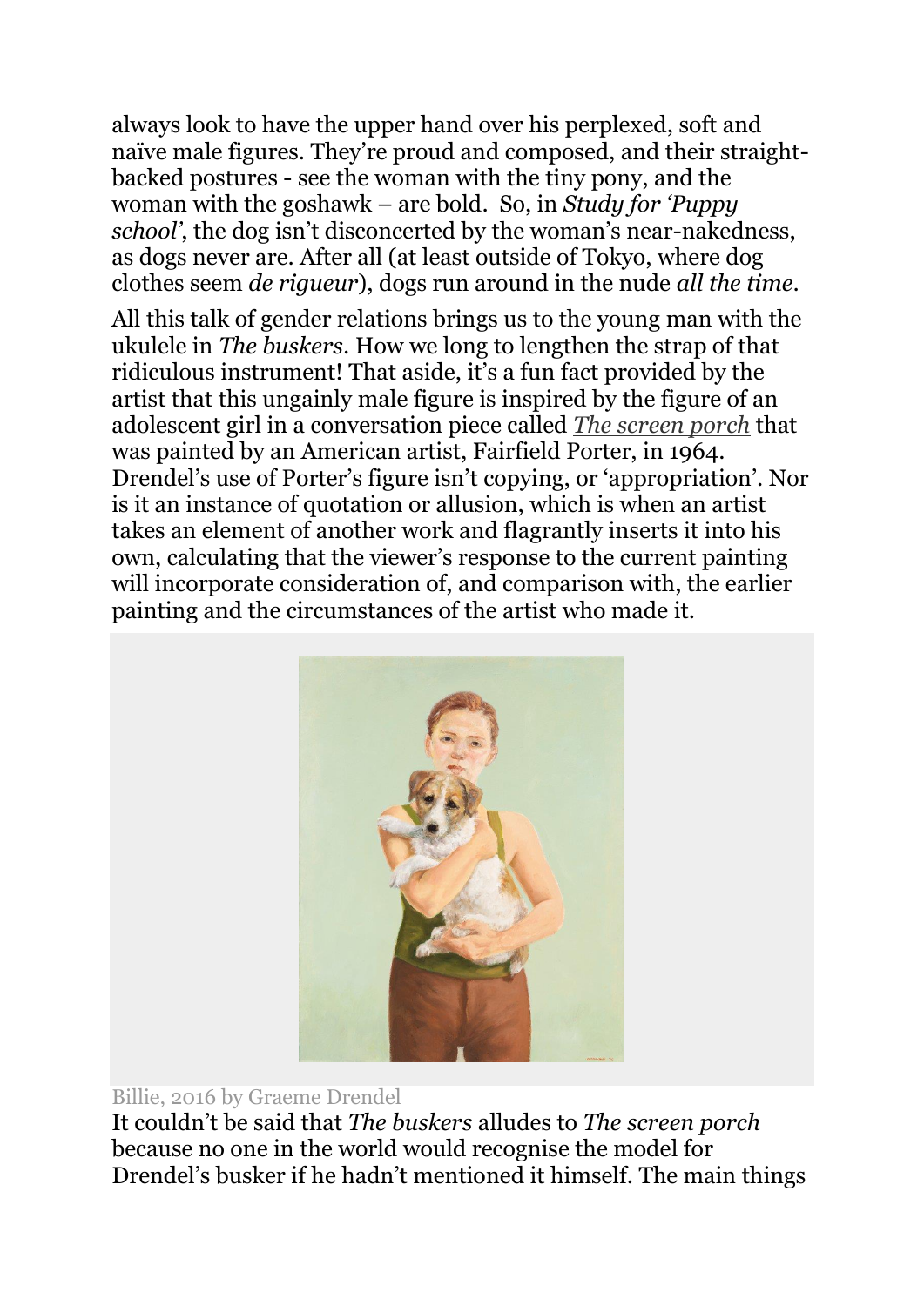always look to have the upper hand over his perplexed, soft and naïve male figures. They're proud and composed, and their straight-backed postures - see the woman with the tiny pony, and the woman with the goshawk – are bold. So, in *Study for 'Puppy school'*, the dog isn't disconcerted by the woman's near-nakedness, as dogs never are. After all (at least outside of Tokyo, where dog clothes seem *de rigueur*), dogs run around in the nude *all the time*.

All this talk of gender relations brings us to the young man with the ukulele in *The buskers*. How we long to lengthen the strap of that ridiculous instrument! That aside, it's a fun fact provided by the artist that this ungainly male figure is inspired by the figure of an adolescent girl in a conversation piece called *The screen porch* that was painted by an American artist, Fairfield Porter, in 1964. Drendel's use of Porter's figure isn't copying, or 'appropriation'. Nor is it an instance of quotation or allusion, which is when an artist takes an element of another work and flagrantly inserts it into his own, calculating that the viewer's response to the current painting will incorporate consideration of, and comparison with, the earlier painting and the circumstances of the artist who made it.

Billie, 2016 by Graeme Drendel

It couldn't be said that *The buskers* alludes to *The screen porch* because no one in the world would recognise the model for Drendel's busker if he hadn't mentioned it himself. The main things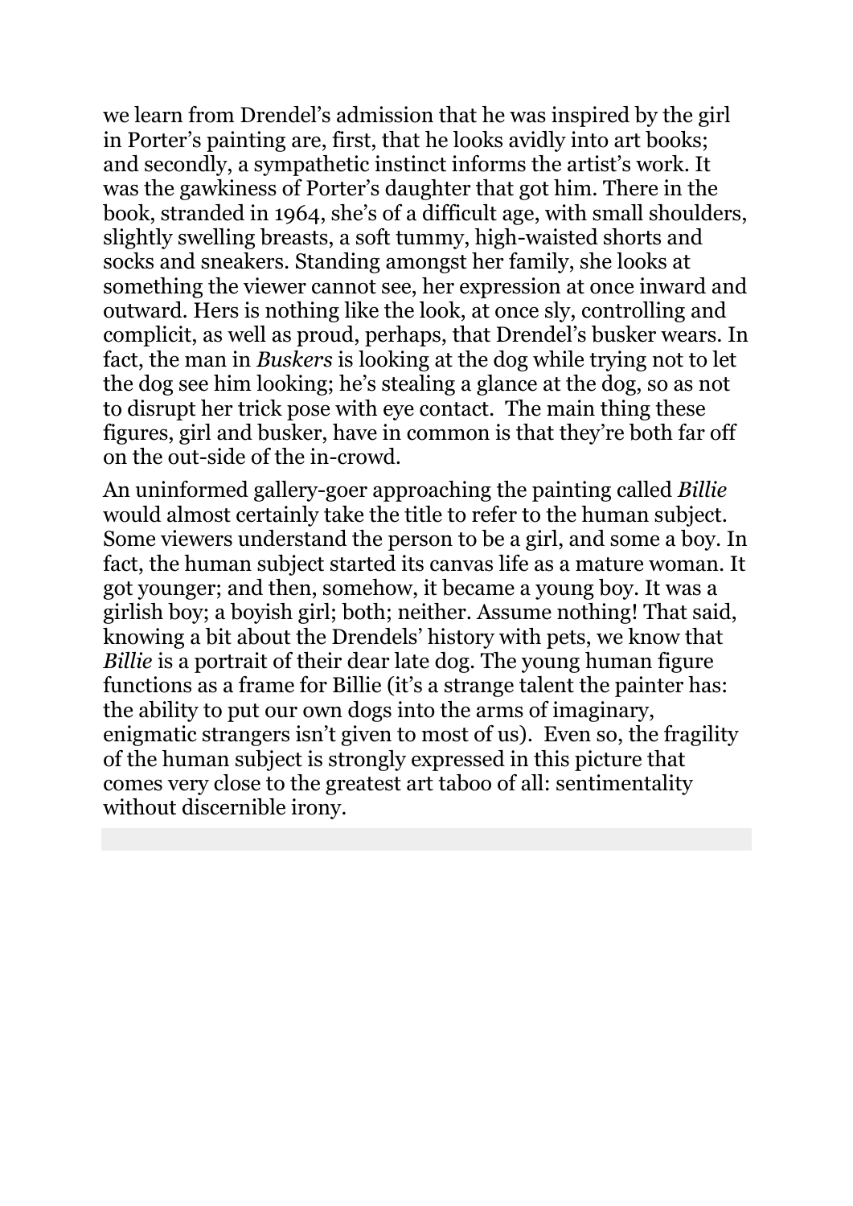we learn from Drendel's admission that he was inspired by the girl in Porter's painting are, first, that he looks avidly into art books; and secondly, a sympathetic instinct informs the artist's work. It was the gawkiness of Porter's daughter that got him. There in the book, stranded in 1964, she's of a difficult age, with small shoulders, slightly swelling breasts, a soft tummy, high-waisted shorts and socks and sneakers. Standing amongst her family, she looks at something the viewer cannot see, her expression at once inward and outward. Hers is nothing like the look, at once sly, controlling and complicit, as well as proud, perhaps, that Drendel's busker wears. In fact, the man in *Buskers* is looking at the dog while trying not to let the dog see him looking; he's stealing a glance at the dog, so as not to disrupt her trick pose with eye contact.  The main thing these figures, girl and busker, have in common is that they're both far off on the out-side of the in-crowd.

An uninformed gallery-goer approaching the painting called *Billie* would almost certainly take the title to refer to the human subject. Some viewers understand the person to be a girl, and some a boy. In fact, the human subject started its canvas life as a mature woman. It got younger; and then, somehow, it became a young boy. It was a girlish boy; a boyish girl; both; neither. Assume nothing! That said, knowing a bit about the Drendels' history with pets, we know that *Billie* is a portrait of their dear late dog. The young human figure functions as a frame for Billie (it's a strange talent the painter has: the ability to put our own dogs into the arms of imaginary, enigmatic strangers isn't given to most of us).  Even so, the fragility of the human subject is strongly expressed in this picture that comes very close to the greatest art taboo of all: sentimentality without discernible irony.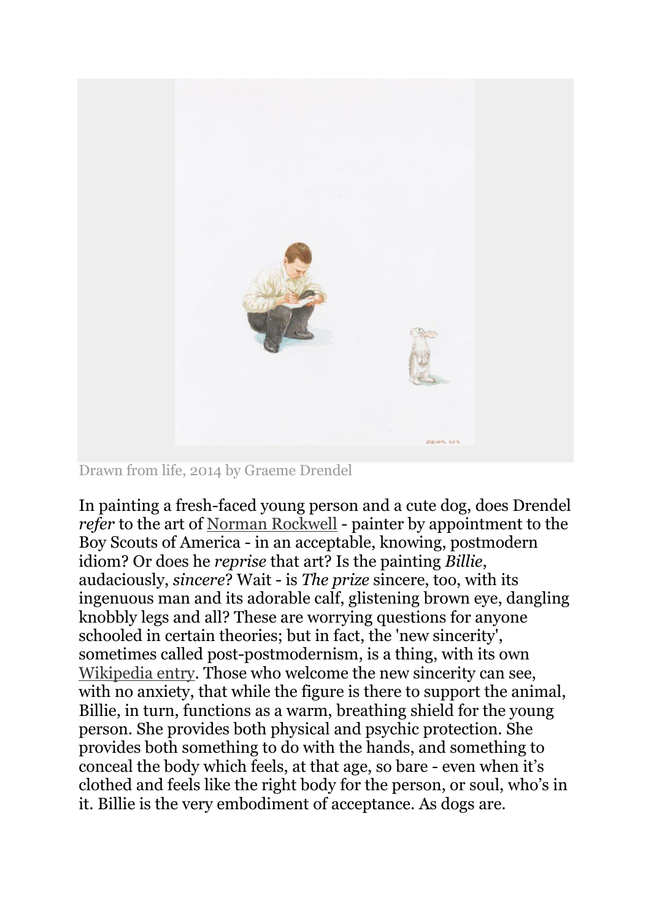Drawn from life, 2014 by Graeme Drendel

In painting a fresh-faced young person and a cute dog, does Drendel *refer* to the art of Norman Rockwell - painter by appointment to the Boy Scouts of America - in an acceptable, knowing, postmodern idiom? Or does he *reprise* that art? Is the painting *Billie*, audaciously, *sincere*? Wait - is *The prize* sincere, too, with its ingenuous man and its adorable calf, glistening brown eye, dangling knobbly legs and all? These are worrying questions for anyone schooled in certain theories; but in fact, the 'new sincerity', sometimes called post-postmodernism, is a thing, with its own Wikipedia entry. Those who welcome the new sincerity can see, with no anxiety, that while the figure is there to support the animal, Billie, in turn, functions as a warm, breathing shield for the young person. She provides both physical and psychic protection. She provides both something to do with the hands, and something to conceal the body which feels, at that age, so bare - even when it's clothed and feels like the right body for the person, or soul, who's in it. Billie is the very embodiment of acceptance. As dogs are.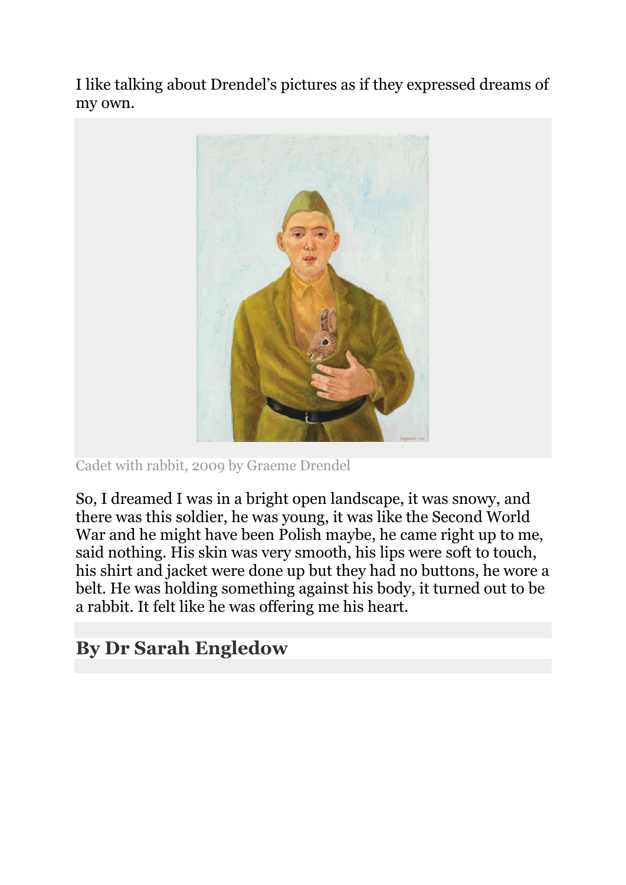I like talking about Drendel's pictures as if they expressed dreams of my own.

Cadet with rabbit, 2009 by Graeme Drendel

So, I dreamed I was in a bright open landscape, it was snowy, and there was this soldier, he was young, it was like the Second World War and he might have been Polish maybe, he came right up to me, said nothing. His skin was very smooth, his lips were soft to touch, his shirt and jacket were done up but they had no buttons, he wore a belt. He was holding something against his body, it turned out to be a rabbit. It felt like he was offering me his heart.

## By Dr Sarah Engledow